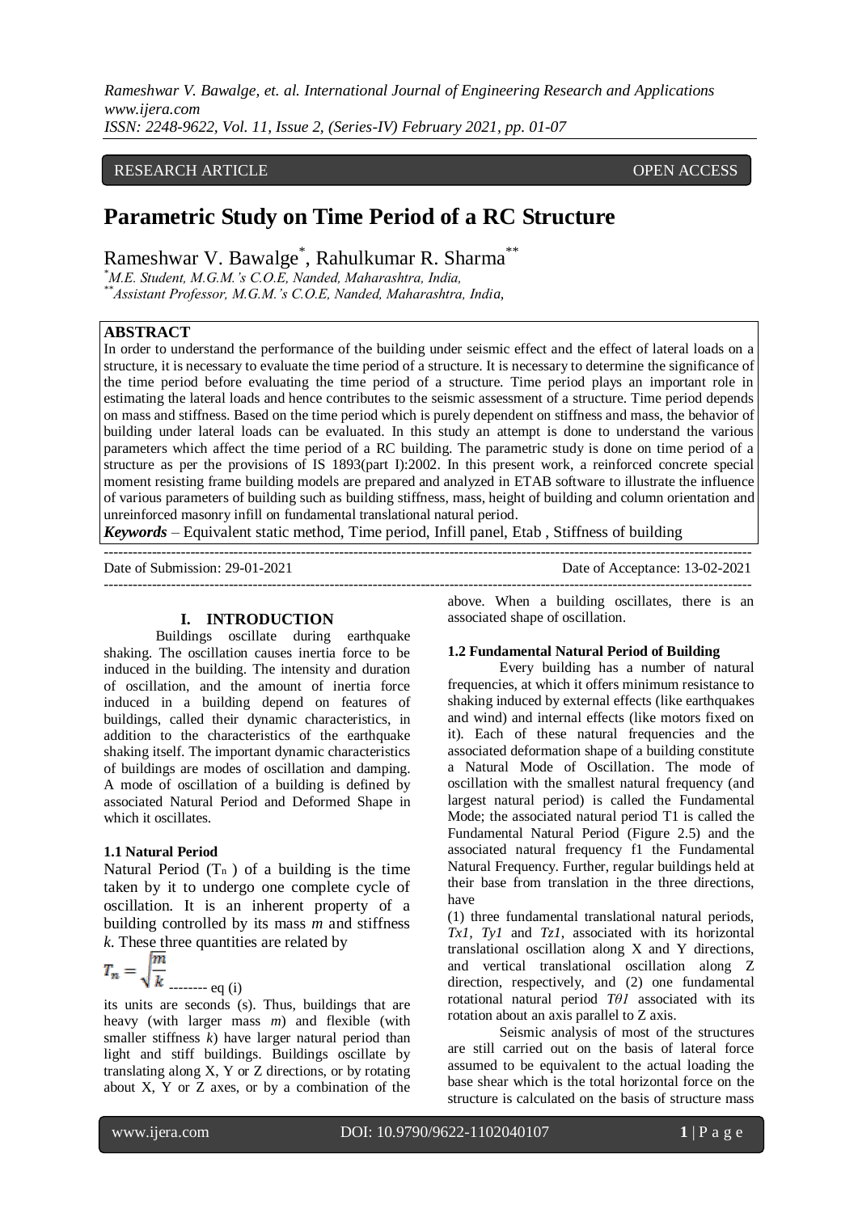RESEARCH ARTICLE OPEN ACCESS

# Parametric Study on Time Period of a RC Structure

Rameshwar V. Bawalge[*], Rahulkumar R. Sharma[**]

[*] *M.E. Student, M.G.M.'s C.O.E, Nanded, Maharashtra, India,*
[**] *Assistant Professor, M.G.M.'s C.O.E, Nanded, Maharashtra, India,*

## ABSTRACT

In order to understand the performance of the building under seismic effect and the effect of lateral loads on a structure, it is necessary to evaluate the time period of a structure. It is necessary to determine the significance of the time period before evaluating the time period of a structure. Time period plays an important role in estimating the lateral loads and hence contributes to the seismic assessment of a structure. Time period depends on mass and stiffness. Based on the time period which is purely dependent on stiffness and mass, the behavior of building under lateral loads can be evaluated. In this study an attempt is done to understand the various parameters which affect the time period of a RC building. The parametric study is done on time period of a structure as per the provisions of IS 1893(part I):2002. In this present work, a reinforced concrete special moment resisting frame building models are prepared and analyzed in ETAB software to illustrate the influence of various parameters of building such as building stiffness, mass, height of building and column orientation and unreinforced masonry infill on fundamental translational natural period.

***Keywords*** – Equivalent static method, Time period, Infill panel, Etab , Stiffness of building

---

Date of Submission: 29-01-2021 Date of Acceptance: 13-02-2021

---

## I. INTRODUCTION

Buildings oscillate during earthquake shaking. The oscillation causes inertia force to be induced in the building. The intensity and duration of oscillation, and the amount of inertia force induced in a building depend on features of buildings, called their dynamic characteristics, in addition to the characteristics of the earthquake shaking itself. The important dynamic characteristics of buildings are modes of oscillation and damping. A mode of oscillation of a building is defined by associated Natural Period and Deformed Shape in which it oscillates.

### 1.1 Natural Period

Natural Period ($T_n$ ) of a building is the time taken by it to undergo one complete cycle of oscillation. It is an inherent property of a building controlled by its mass *m* and stiffness *k*. These three quantities are related by

$$T_n = \sqrt{\frac{m}{k}} \text{ -------- eq (i)}$$

its units are seconds (s). Thus, buildings that are heavy (with larger mass *m*) and flexible (with smaller stiffness *k*) have larger natural period than light and stiff buildings. Buildings oscillate by translating along X, Y or Z directions, or by rotating about X, Y or Z axes, or by a combination of the above. When a building oscillates, there is an associated shape of oscillation.

### 1.2 Fundamental Natural Period of Building

Every building has a number of natural frequencies, at which it offers minimum resistance to shaking induced by external effects (like earthquakes and wind) and internal effects (like motors fixed on it). Each of these natural frequencies and the associated deformation shape of a building constitute a Natural Mode of Oscillation. The mode of oscillation with the smallest natural frequency (and largest natural period) is called the Fundamental Mode; the associated natural period T1 is called the Fundamental Natural Period (Figure 2.5) and the associated natural frequency f1 the Fundamental Natural Frequency. Further, regular buildings held at their base from translation in the three directions, have

(1) three fundamental translational natural periods, *Tx1, Ty1* and *Tz1*, associated with its horizontal translational oscillation along X and Y directions, and vertical translational oscillation along Z direction, respectively, and (2) one fundamental rotational natural period *Tθ1* associated with its rotation about an axis parallel to Z axis.

Seismic analysis of most of the structures are still carried out on the basis of lateral force assumed to be equivalent to the actual loading the base shear which is the total horizontal force on the structure is calculated on the basis of structure mass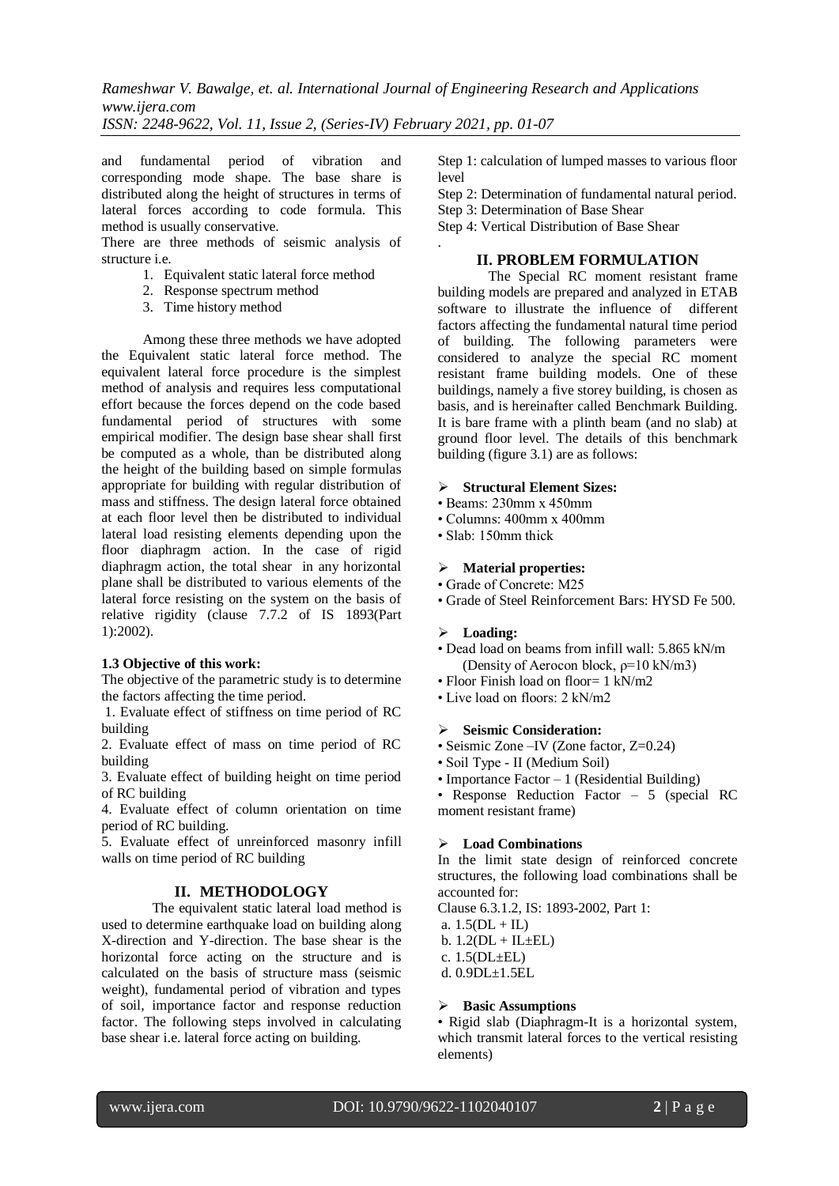and fundamental period of vibration and corresponding mode shape. The base share is distributed along the height of structures in terms of lateral forces according to code formula. This method is usually conservative.

There are three methods of seismic analysis of structure i.e.

1. Equivalent static lateral force method
2. Response spectrum method
3. Time history method

Among these three methods we have adopted the Equivalent static lateral force method. The equivalent lateral force procedure is the simplest method of analysis and requires less computational effort because the forces depend on the code based fundamental period of structures with some empirical modifier. The design base shear shall first be computed as a whole, than be distributed along the height of the building based on simple formulas appropriate for building with regular distribution of mass and stiffness. The design lateral force obtained at each floor level then be distributed to individual lateral load resisting elements depending upon the floor diaphragm action. In the case of rigid diaphragm action, the total shear in any horizontal plane shall be distributed to various elements of the lateral force resisting on the system on the basis of relative rigidity (clause 7.7.2 of IS 1893(Part 1):2002).

**1.3 Objective of this work:**

The objective of the parametric study is to determine the factors affecting the time period.

1. Evaluate effect of stiffness on time period of RC building
2. Evaluate effect of mass on time period of RC building
3. Evaluate effect of building height on time period of RC building
4. Evaluate effect of column orientation on time period of RC building.
5. Evaluate effect of unreinforced masonry infill walls on time period of RC building

## II. METHODOLOGY

The equivalent static lateral load method is used to determine earthquake load on building along X-direction and Y-direction. The base shear is the horizontal force acting on the structure and is calculated on the basis of structure mass (seismic weight), fundamental period of vibration and types of soil, importance factor and response reduction factor. The following steps involved in calculating base shear i.e. lateral force acting on building.

Step 1: calculation of lumped masses to various floor level

Step 2: Determination of fundamental natural period.

Step 3: Determination of Base Shear

Step 4: Vertical Distribution of Base Shear

.

## II. PROBLEM FORMULATION

The Special RC moment resistant frame building models are prepared and analyzed in ETAB software to illustrate the influence of different factors affecting the fundamental natural time period of building. The following parameters were considered to analyze the special RC moment resistant frame building models. One of these buildings, namely a five storey building, is chosen as basis, and is hereinafter called Benchmark Building. It is bare frame with a plinth beam (and no slab) at ground floor level. The details of this benchmark building (figure 3.1) are as follows:

- **Structural Element Sizes:**
  - Beams: 230mm x 450mm
  - Columns: 400mm x 400mm
  - Slab: 150mm thick

- **Material properties:**
  - Grade of Concrete: M25
  - Grade of Steel Reinforcement Bars: HYSD Fe 500.

- **Loading:**
  - Dead load on beams from infill wall: 5.865 kN/m (Density of Aerocon block, $\rho$=10 kN/m3)
  - Floor Finish load on floor= 1 kN/m2
  - Live load on floors: 2 kN/m2

- **Seismic Consideration:**
  - Seismic Zone –IV (Zone factor, Z=0.24)
  - Soil Type - II (Medium Soil)
  - Importance Factor – 1 (Residential Building)
  - Response Reduction Factor – 5 (special RC moment resistant frame)

- **Load Combinations**

In the limit state design of reinforced concrete structures, the following load combinations shall be accounted for:

Clause 6.3.1.2, IS: 1893-2002, Part 1:

a. 1.5(DL + IL)
b. 1.2(DL + IL±EL)
c. 1.5(DL±EL)
d. 0.9DL±1.5EL

- **Basic Assumptions**
  - Rigid slab (Diaphragm-It is a horizontal system, which transmit lateral forces to the vertical resisting elements)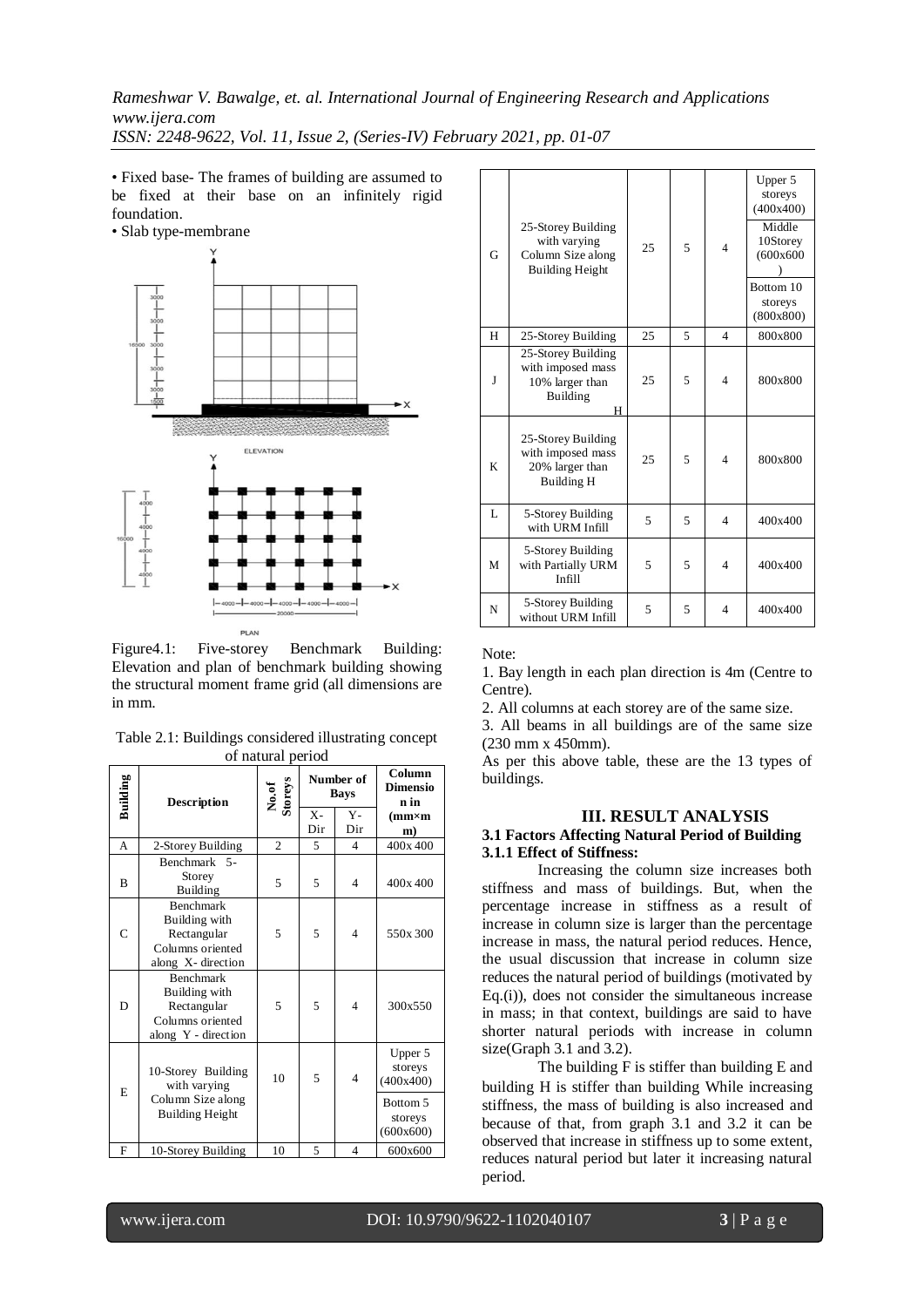• Fixed base- The frames of building are assumed to be fixed at their base on an infinitely rigid foundation.
• Slab type-membrane

Figure4.1: Five-storey Benchmark Building: Elevation and plan of benchmark building showing the structural moment frame grid (all dimensions are in mm.

Table 2.1: Buildings considered illustrating concept of natural period

| Building | Description | No.of Storeys | Number of Bays | | Column Dimension in (mm×mm) |
|---|---|---|---|---|---|
| | | | X-Dir | Y-Dir | |
| A | 2-Storey Building | 2 | 5 | 4 | 400x 400 |
| B | Benchmark 5-Storey Building | 5 | 5 | 4 | 400x 400 |
| C | Benchmark Building with Rectangular Columns oriented along X- direction | 5 | 5 | 4 | 550x 300 |
| D | Benchmark Building with Rectangular Columns oriented along Y - direction | 5 | 5 | 4 | 300x550 |
| E | 10-Storey Building with varying Column Size along Building Height | 10 | 5 | 4 | Upper 5 storeys (400x400)<br>Bottom 5 storeys (600x600) |
| F | 10-Storey Building | 10 | 5 | 4 | 600x600 |
| G | 25-Storey Building with varying Column Size along Building Height | 25 | 5 | 4 | Upper 5 storeys (400x400)<br>Middle 10Storey (600x600)<br>Bottom 10 storeys (800x800) |
| H | 25-Storey Building | 25 | 5 | 4 | 800x800 |
| J | 25-Storey Building with imposed mass 10% larger than Building H | 25 | 5 | 4 | 800x800 |
| K | 25-Storey Building with imposed mass 20% larger than Building H | 25 | 5 | 4 | 800x800 |
| L | 5-Storey Building with URM Infill | 5 | 5 | 4 | 400x400 |
| M | 5-Storey Building with Partially URM Infill | 5 | 5 | 4 | 400x400 |
| N | 5-Storey Building without URM Infill | 5 | 5 | 4 | 400x400 |

Note:

1. Bay length in each plan direction is 4m (Centre to Centre).
2. All columns at each storey are of the same size.
3. All beams in all buildings are of the same size (230 mm x 450mm).

As per this above table, these are the 13 types of buildings.

## III. RESULT ANALYSIS

### 3.1 Factors Affecting Natural Period of Building

#### 3.1.1 Effect of Stiffness:

Increasing the column size increases both stiffness and mass of buildings. But, when the percentage increase in stiffness as a result of increase in column size is larger than the percentage increase in mass, the natural period reduces. Hence, the usual discussion that increase in column size reduces the natural period of buildings (motivated by Eq.(i)), does not consider the simultaneous increase in mass; in that context, buildings are said to have shorter natural periods with increase in column size(Graph 3.1 and 3.2).

The building F is stiffer than building E and building H is stiffer than building While increasing stiffness, the mass of building is also increased and because of that, from graph 3.1 and 3.2 it can be observed that increase in stiffness up to some extent, reduces natural period but later it increasing natural period.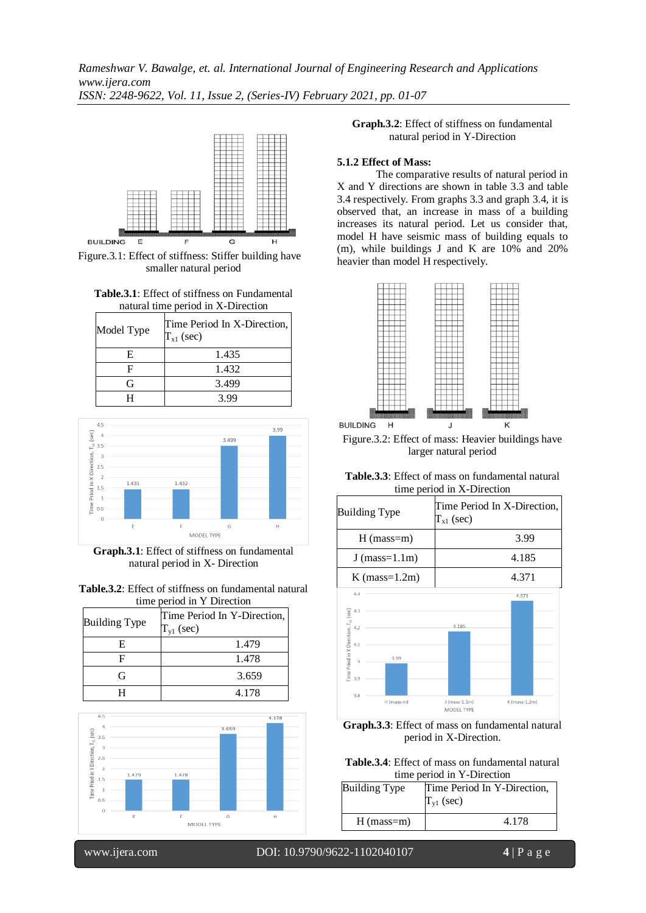Figure.3.1: Effect of stiffness: Stiffer building have smaller natural period

**Table.3.1**: Effect of stiffness on Fundamental natural time period in X-Direction

| Model Type | Time Period In X-Direction, $T_{x1}$ (sec) |
|---|---|
| E | 1.435 |
| F | 1.432 |
| G | 3.499 |
| H | 3.99 |

**Graph.3.1**: Effect of stiffness on fundamental natural period in X- Direction

**Table.3.2**: Effect of stiffness on fundamental natural time period in Y Direction

| Building Type | Time Period In Y-Direction, $T_{y1}$ (sec) |
|---|---|
| E | 1.479 |
| F | 1.478 |
| G | 3.659 |
| H | 4.178 |

**Graph.3.2**: Effect of stiffness on fundamental natural period in Y-Direction

**5.1.2 Effect of Mass:**

The comparative results of natural period in X and Y directions are shown in table 3.3 and table 3.4 respectively. From graphs 3.3 and graph 3.4, it is observed that, an increase in mass of a building increases its natural period. Let us consider that, model H have seismic mass of building equals to (m), while buildings J and K are 10% and 20% heavier than model H respectively.

Figure.3.2: Effect of mass: Heavier buildings have larger natural period

**Table.3.3**: Effect of mass on fundamental natural time period in X-Direction

| Building Type | Time Period In X-Direction, $T_{x1}$ (sec) |
|---|---|
| H (mass=m) | 3.99 |
| J (mass=1.1m) | 4.185 |
| K (mass=1.2m) | 4.371 |

**Graph.3.3**: Effect of mass on fundamental natural period in X-Direction.

**Table.3.4**: Effect of mass on fundamental natural time period in Y-Direction

| Building Type | Time Period In Y-Direction, $T_{y1}$ (sec) |
|---|---|
| H (mass=m) | 4.178 |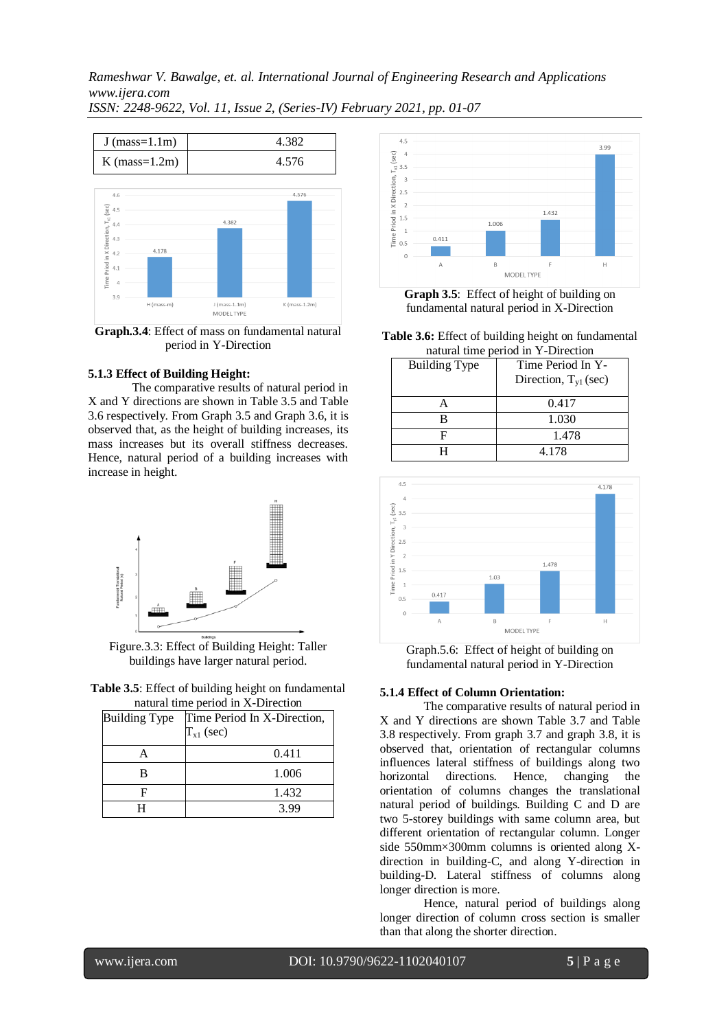| J (mass=1.1m) | 4.382 |
| --- | --- |
| K (mass=1.2m) | 4.576 |

**Graph.3.4**: Effect of mass on fundamental natural period in Y-Direction

### 5.1.3 Effect of Building Height:

The comparative results of natural period in X and Y directions are shown in Table 3.5 and Table 3.6 respectively. From Graph 3.5 and Graph 3.6, it is observed that, as the height of building increases, its mass increases but its overall stiffness decreases. Hence, natural period of a building increases with increase in height.

Figure.3.3: Effect of Building Height: Taller buildings have larger natural period.

**Table 3.5**: Effect of building height on fundamental natural time period in X-Direction

| Building Type | Time Period In X-Direction, $T_{x1}$ (sec) |
| --- | --- |
| A | 0.411 |
| B | 1.006 |
| F | 1.432 |
| H | 3.99 |

**Graph 3.5**: Effect of height of building on fundamental natural period in X-Direction

**Table 3.6:** Effect of building height on fundamental natural time period in Y-Direction

| Building Type | Time Period In Y-Direction, $T_{y1}$ (sec) |
| --- | --- |
| A | 0.417 |
| B | 1.030 |
| F | 1.478 |
| H | 4.178 |

Graph.5.6: Effect of height of building on fundamental natural period in Y-Direction

### 5.1.4 Effect of Column Orientation:

The comparative results of natural period in X and Y directions are shown Table 3.7 and Table 3.8 respectively. From graph 3.7 and graph 3.8, it is observed that, orientation of rectangular columns influences lateral stiffness of buildings along two horizontal directions. Hence, changing the orientation of columns changes the translational natural period of buildings. Building C and D are two 5-storey buildings with same column area, but different orientation of rectangular column. Longer side 550mm×300mm columns is oriented along X-direction in building-C, and along Y-direction in building-D. Lateral stiffness of columns along longer direction is more.

Hence, natural period of buildings along longer direction of column cross section is smaller than that along the shorter direction.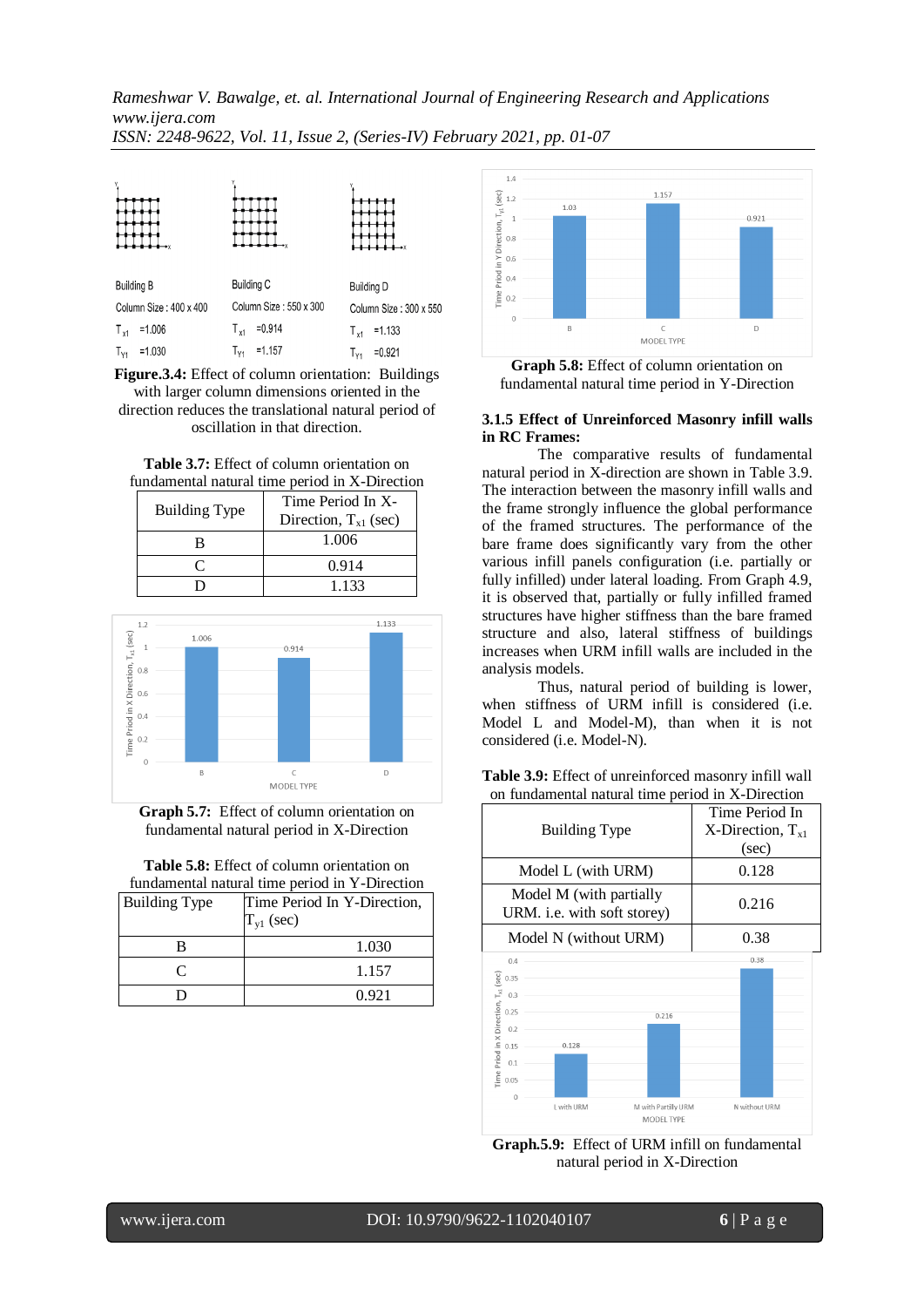Building B

Column Size : 400 x 400

$T_{x1}$ =1.006

$T_{Y1}$ =1.030

Building C

Column Size : 550 x 300

$T_{x1}$ =0.914

$T_{Y1}$ =1.157

Building D

Column Size : 300 x 550

$T_{x1}$ =1.133

$T_{Y1}$ =0.921

**Figure.3.4:** Effect of column orientation: Buildings with larger column dimensions oriented in the direction reduces the translational natural period of oscillation in that direction.

**Table 3.7:** Effect of column orientation on fundamental natural time period in X-Direction

| Building Type | Time Period In X-Direction, $T_{x1}$ (sec) |
|---|---|
| B | 1.006 |
| C | 0.914 |
| D | 1.133 |

**Graph 5.7:** Effect of column orientation on fundamental natural period in X-Direction

**Table 5.8:** Effect of column orientation on fundamental natural time period in Y-Direction

| Building Type | Time Period In Y-Direction, $T_{y1}$ (sec) |
|---|---|
| B | 1.030 |
| C | 1.157 |
| D | 0.921 |

**Graph 5.8:** Effect of column orientation on fundamental natural time period in Y-Direction

### 3.1.5 Effect of Unreinforced Masonry infill walls in RC Frames:

The comparative results of fundamental natural period in X-direction are shown in Table 3.9. The interaction between the masonry infill walls and the frame strongly influence the global performance of the framed structures. The performance of the bare frame does significantly vary from the other various infill panels configuration (i.e. partially or fully infilled) under lateral loading. From Graph 4.9, it is observed that, partially or fully infilled framed structures have higher stiffness than the bare framed structure and also, lateral stiffness of buildings increases when URM infill walls are included in the analysis models.

Thus, natural period of building is lower, when stiffness of URM infill is considered (i.e. Model L and Model-M), than when it is not considered (i.e. Model-N).

**Table 3.9:** Effect of unreinforced masonry infill wall on fundamental natural time period in X-Direction

| Building Type | Time Period In X-Direction, $T_{x1}$ (sec) |
|---|---|
| Model L (with URM) | 0.128 |
| Model M (with partially URM. i.e. with soft storey) | 0.216 |
| Model N (without URM) | 0.38 |

**Graph.5.9:** Effect of URM infill on fundamental natural period in X-Direction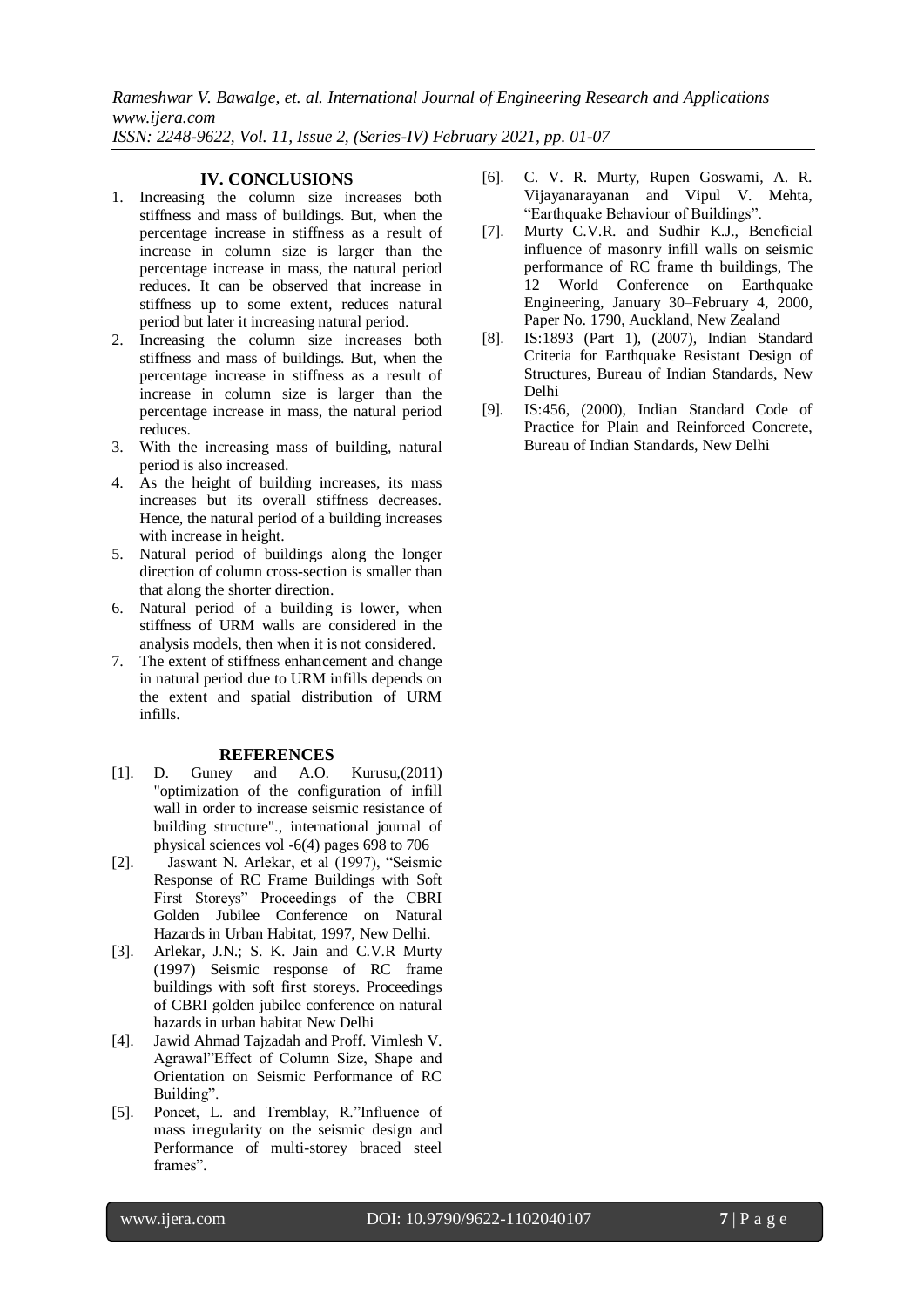## IV. CONCLUSIONS

1. Increasing the column size increases both stiffness and mass of buildings. But, when the percentage increase in stiffness as a result of increase in column size is larger than the percentage increase in mass, the natural period reduces. It can be observed that increase in stiffness up to some extent, reduces natural period but later it increasing natural period.
2. Increasing the column size increases both stiffness and mass of buildings. But, when the percentage increase in stiffness as a result of increase in column size is larger than the percentage increase in mass, the natural period reduces.
3. With the increasing mass of building, natural period is also increased.
4. As the height of building increases, its mass increases but its overall stiffness decreases. Hence, the natural period of a building increases with increase in height.
5. Natural period of buildings along the longer direction of column cross-section is smaller than that along the shorter direction.
6. Natural period of a building is lower, when stiffness of URM walls are considered in the analysis models, then when it is not considered.
7. The extent of stiffness enhancement and change in natural period due to URM infills depends on the extent and spatial distribution of URM infills.

## REFERENCES

[1]. D. Guney and A.O. Kurusu,(2011) "optimization of the configuration of infill wall in order to increase seismic resistance of building structure"., international journal of physical sciences vol -6(4) pages 698 to 706

[2]. Jaswant N. Arlekar, et al (1997), "Seismic Response of RC Frame Buildings with Soft First Storeys" Proceedings of the CBRI Golden Jubilee Conference on Natural Hazards in Urban Habitat, 1997, New Delhi.

[3]. Arlekar, J.N.; S. K. Jain and C.V.R Murty (1997) Seismic response of RC frame buildings with soft first storeys. Proceedings of CBRI golden jubilee conference on natural hazards in urban habitat New Delhi

[4]. Jawid Ahmad Tajzadah and Proff. Vimlesh V. Agrawal"Effect of Column Size, Shape and Orientation on Seismic Performance of RC Building".

[5]. Poncet, L. and Tremblay, R."Influence of mass irregularity on the seismic design and Performance of multi-storey braced steel frames".

[6]. C. V. R. Murty, Rupen Goswami, A. R. Vijayanarayanan and Vipul V. Mehta, "Earthquake Behaviour of Buildings".

[7]. Murty C.V.R. and Sudhir K.J., Beneficial influence of masonry infill walls on seismic performance of RC frame th buildings, The 12 World Conference on Earthquake Engineering, January 30–February 4, 2000, Paper No. 1790, Auckland, New Zealand

[8]. IS:1893 (Part 1), (2007), Indian Standard Criteria for Earthquake Resistant Design of Structures, Bureau of Indian Standards, New Delhi

[9]. IS:456, (2000), Indian Standard Code of Practice for Plain and Reinforced Concrete, Bureau of Indian Standards, New Delhi